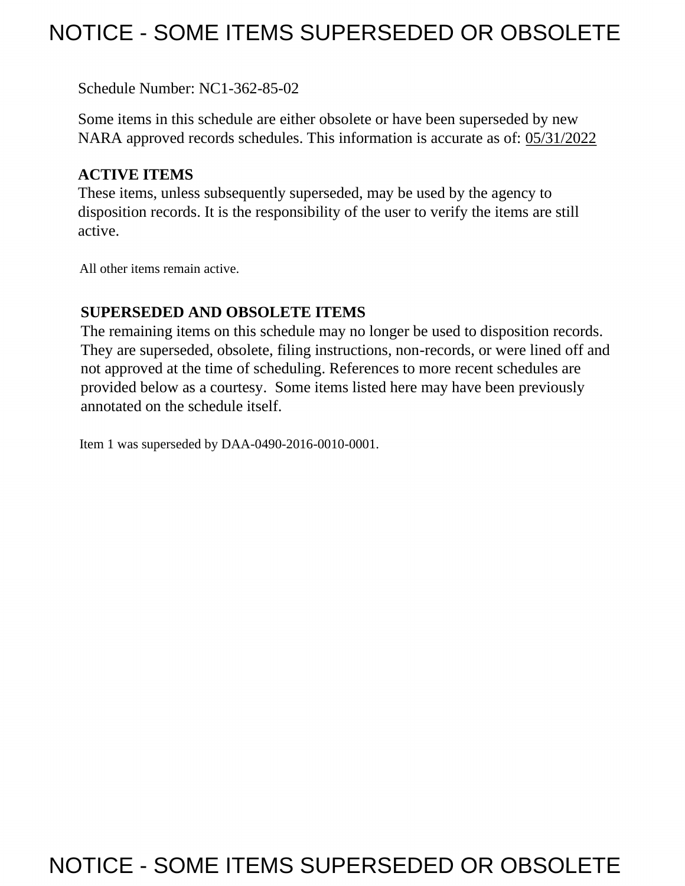# NOTICE - SOME ITEMS SUPERSEDED OR OBSOLETE

Schedule Number: NC1-362-85-02

Some items in this schedule are either obsolete or have been superseded by new NARA approved records schedules. This information is accurate as of: 05/31/2022

**ACTIVE ITEMS**
These items, unless subsequently superseded, may be used by the agency to disposition records. It is the responsibility of the user to verify the items are still active.

All other items remain active.

**SUPERSEDED AND OBSOLETE ITEMS**
The remaining items on this schedule may no longer be used to disposition records. They are superseded, obsolete, filing instructions, non-records, or were lined off and not approved at the time of scheduling. References to more recent schedules are provided below as a courtesy. Some items listed here may have been previously annotated on the schedule itself.

Item 1 was superseded by DAA-0490-2016-0010-0001.

# NOTICE - SOME ITEMS SUPERSEDED OR OBSOLETE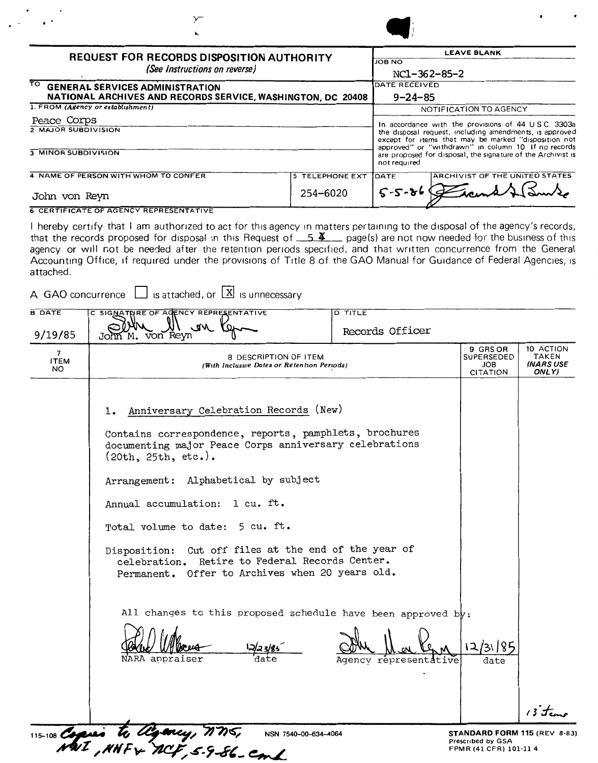# REQUEST FOR RECORDS DISPOSITION AUTHORITY

*(See Instructions on reverse)*

| LEAVE BLANK | |
|---|---|
| JOB NO | NC1-362-85-2 |
| DATE RECEIVED | 9-24-85 |

TO **GENERAL SERVICES ADMINISTRATION**
**NATIONAL ARCHIVES AND RECORDS SERVICE, WASHINGTON, DC 20408**

1. FROM *(Agency or establishment)*
Peace Corps

2. MAJOR SUBDIVISION

3. MINOR SUBDIVISION

4. NAME OF PERSON WITH WHOM TO CONFER
John von Reyn

5. TELEPHONE EXT
254-6020

NOTIFICATION TO AGENCY

In accordance with the provisions of 44 USC 3303a the disposal request, including amendments, is approved except for items that may be marked "disposition not approved" or "withdrawn" in column 10. If no records are proposed for disposal, the signature of the Archivist is not required.

DATE: 5-5-86 — ARCHIVIST OF THE UNITED STATES: [signature]

6. CERTIFICATE OF AGENCY REPRESENTATIVE

I hereby certify that I am authorized to act for this agency in matters pertaining to the disposal of the agency's records, that the records proposed for disposal in this Request of 5 4 page(s) are not now needed for the business of this agency or will not be needed after the retention periods specified, and that written concurrence from the General Accounting Office, if required under the provisions of Title 8 of the GAO Manual for Guidance of Federal Agencies, is attached.

A GAO concurrence ☐ is attached, or ☒ is unnecessary

| B DATE | C SIGNATURE OF AGENCY REPRESENTATIVE | D TITLE |
|---|---|---|
| 9/19/85 | John M. von Reyn | Records Officer |

| 7 ITEM NO | 8 DESCRIPTION OF ITEM (With Inclusive Dates or Retention Periods) | 9 GRS OR SUPERSEDED JOB CITATION | 10 ACTION TAKEN (NARS USE ONLY) |
|---|---|---|---|

1. Anniversary Celebration Records (New)

Contains correspondence, reports, pamphlets, brochures documenting major Peace Corps anniversary celebrations (20th, 25th, etc.).

Arrangement: Alphabetical by subject

Annual accumulation: 1 cu. ft.

Total volume to date: 5 cu. ft.

Disposition: Cut off files at the end of the year of celebration. Retire to Federal Records Center. Permanent. Offer to Archives when 20 years old.

All changes to this proposed schedule have been approved by:

[signature] 12/23/85 — NARA appraiser, date

[signature] 12/31/85 — Agency representative, date

13 items

115-108 Copies to Agency, NNS, NNI, NNF & NCF, 5-9-86 - cml

NSN 7540-00-634-4064

**STANDARD FORM 115** (REV 8-83)
Prescribed by GSA
FPMR (41 CFR) 101-11 4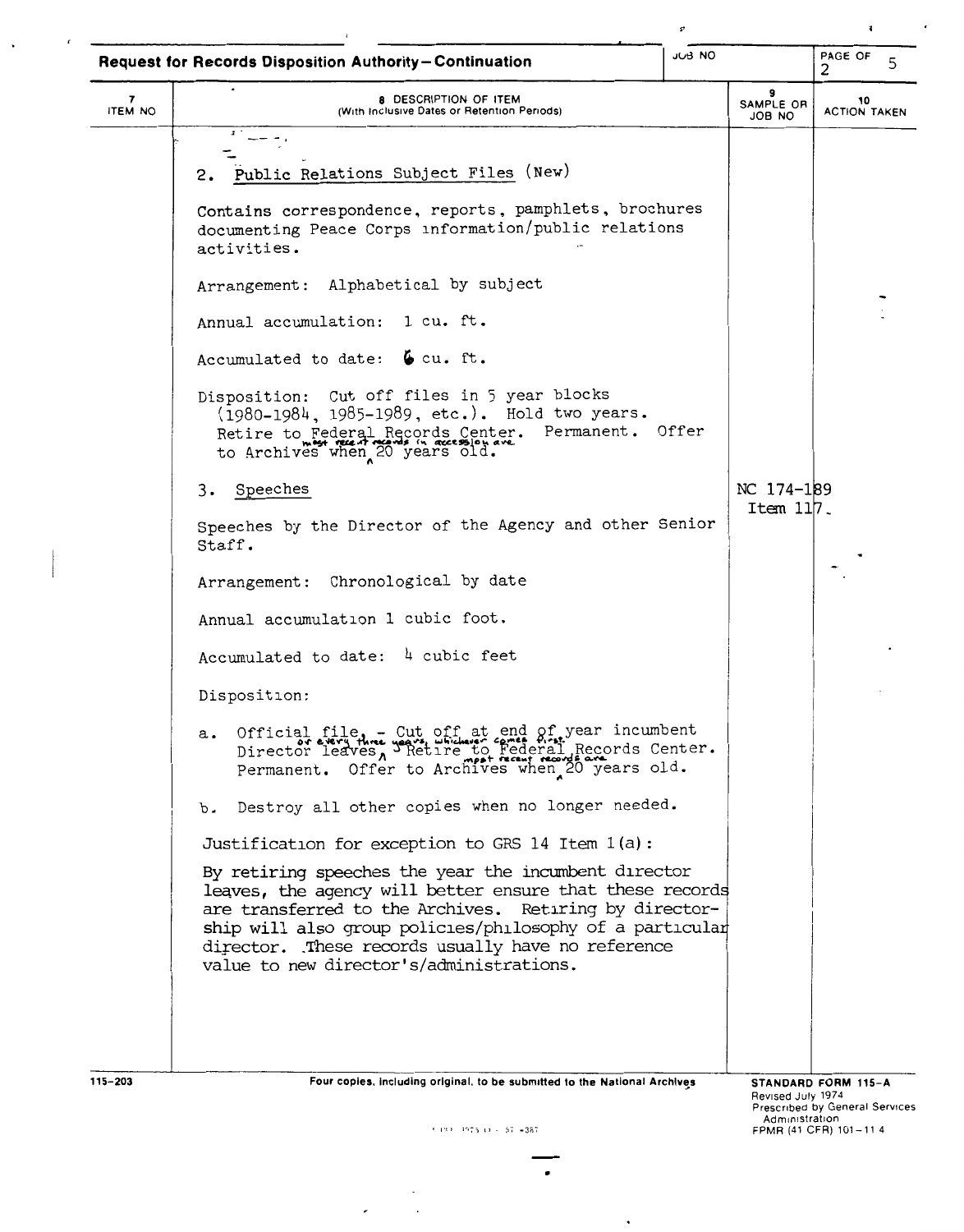**Request for Records Disposition Authority—Continuation**

| JOB NO | PAGE 2 OF 5 |
|---|---|

| 7 ITEM NO | 8 DESCRIPTION OF ITEM (With Inclusive Dates or Retention Periods) | 9 SAMPLE OR JOB NO | 10 ACTION TAKEN |
|---|---|---|---|

2. Public Relations Subject Files (New)

Contains correspondence, reports, pamphlets, brochures documenting Peace Corps information/public relations activities.

Arrangement: Alphabetical by subject

Annual accumulation: 1 cu. ft.

Accumulated to date: 6 cu. ft.

Disposition: Cut off files in 5 year blocks (1980-1984, 1985-1989, etc.). Hold two years. Retire to Federal Records Center. Permanent. Offer to Archives when most recent records in accession are 20 years old.

3. Speeches — NC 174-189 Item 117.

Speeches by the Director of the Agency and other Senior Staff.

Arrangement: Chronological by date

Annual accumulation 1 cubic foot.

Accumulated to date: 4 cubic feet

Disposition:

a. Official file. - Cut off at end of year incumbent Director leaves or every three years, whichever comes first. Retire to Federal Records Center. Permanent. Offer to Archives when most recent records are 20 years old.

b. Destroy all other copies when no longer needed.

Justification for exception to GRS 14 Item 1(a):

By retiring speeches the year the incumbent director leaves, the agency will better ensure that these records are transferred to the Archives. Retiring by directorship will also group policies/philosophy of a particular director. These records usually have no reference value to new director's/administrations.

115-203 — Four copies, including original, to be submitted to the National Archives — STANDARD FORM 115-A, Revised July 1974, Prescribed by General Services Administration, FPMR (41 CFR) 101-11.4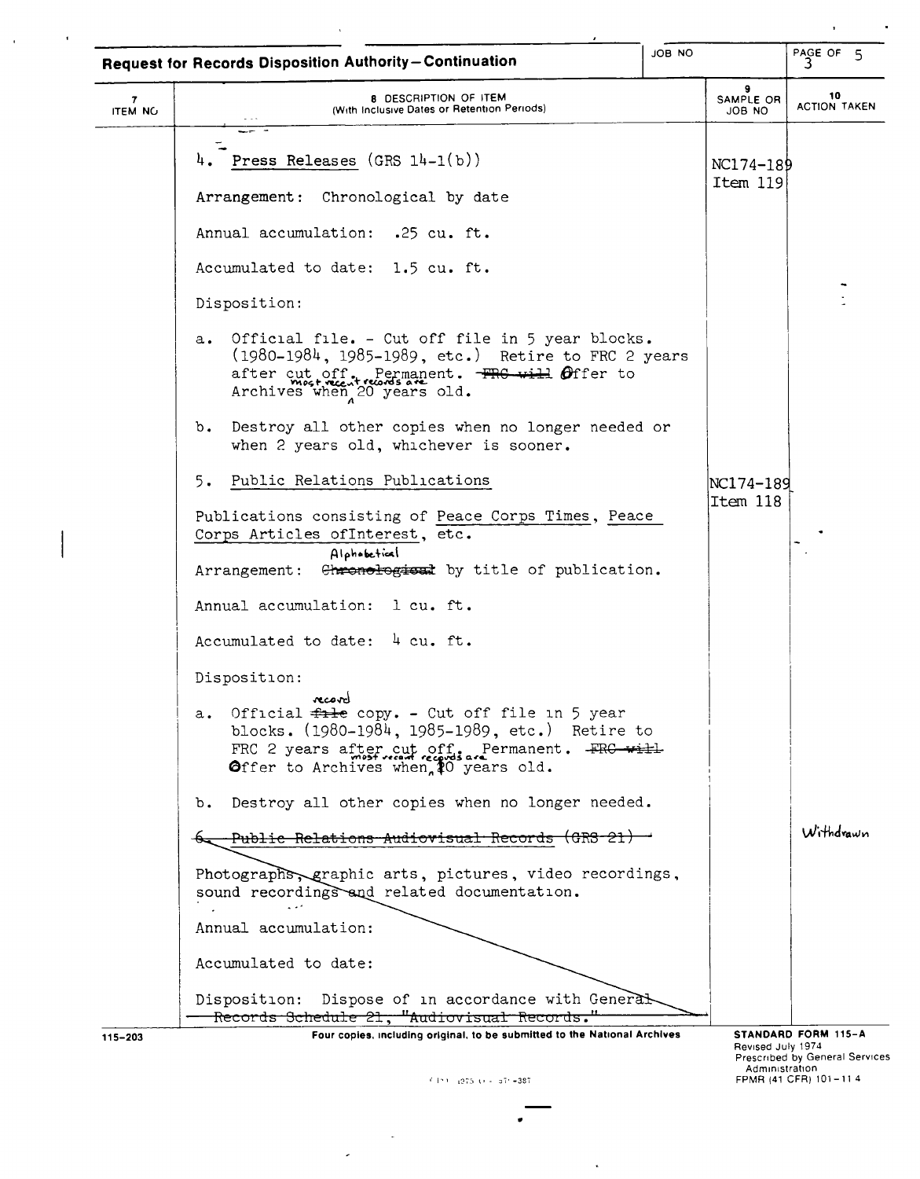**Request for Records Disposition Authority—Continuation**

JOB NO

PAGE 3 OF 5

| 7 ITEM NO | 8 DESCRIPTION OF ITEM (With Inclusive Dates or Retention Periods) | 9 SAMPLE OR JOB NO | 10 ACTION TAKEN |
|---|---|---|---|
| | 4. Press Releases (GRS 14-1(b)) | NC174-189 Item 119 | |
| | Arrangement: Chronological by date | | |
| | Annual accumulation: .25 cu. ft. | | |
| | Accumulated to date: 1.5 cu. ft. | | |
| | Disposition: | | |
| | a. Official file. - Cut off file in 5 year blocks. (1980-1984, 1985-1989, etc.) Retire to FRC 2 years after cut off. Permanent. ~~FRC will~~ Offer to Archives when most recent records are 20 years old. | | |
| | b. Destroy all other copies when no longer needed or when 2 years old, whichever is sooner. | | |
| | 5. Public Relations Publications | NC174-189 Item 118 | |
| | Publications consisting of Peace Corps Times, Peace Corps Articles ofInterest, etc. | | |
| | Arrangement: ~~Chronological~~ Alphabetical by title of publication. | | |
| | Annual accumulation: 1 cu. ft. | | |
| | Accumulated to date: 4 cu. ft. | | |
| | Disposition: | | |
| | a. Official ~~file~~ record copy. - Cut off file in 5 year blocks. (1980-1984, 1985-1989, etc.) Retire to FRC 2 years after cut off. Permanent. ~~FRC will~~ Offer to Archives when most recent records are 10 years old. | | |
| | b. Destroy all other copies when no longer needed. | | |
| | ~~6. Public Relations Audiovisual Records (GRS 21)~~ | | Withdrawn |
| | ~~Photographs, graphic arts, pictures, video recordings, sound recordings and related documentation.~~ | | |
| | ~~Annual accumulation:~~ | | |
| | ~~Accumulated to date:~~ | | |
| | ~~Disposition: Dispose of in accordance with General Records Schedule 21, "Audiovisual Records."~~ | | |

115-203 Four copies, including original, to be submitted to the National Archives

STANDARD FORM 115-A
Revised July 1974
Prescribed by General Services Administration
FPMR (41 CFR) 101-11 4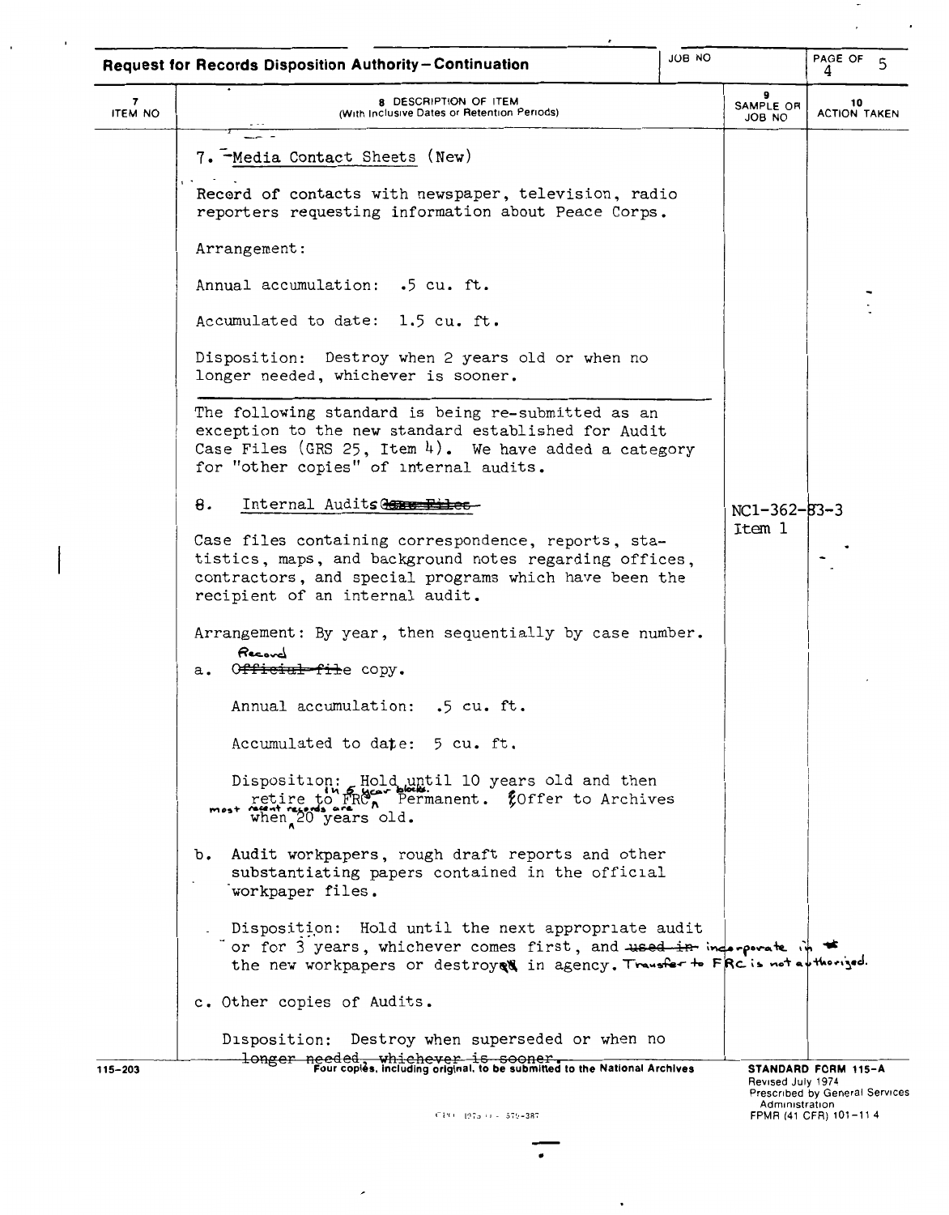**Request for Records Disposition Authority—Continuation**

JOB NO | PAGE 4 OF 5

| 7 ITEM NO | 8 DESCRIPTION OF ITEM (With Inclusive Dates or Retention Periods) | 9 SAMPLE OR JOB NO | 10 ACTION TAKEN |
|---|---|---|---|
| | 7. Media Contact Sheets (New) | | |
| | Record of contacts with newspaper, television, radio reporters requesting information about Peace Corps. | | |
| | Arrangement: | | |
| | Annual accumulation: .5 cu. ft. | | |
| | Accumulated to date: 1.5 cu. ft. | | |
| | Disposition: Destroy when 2 years old or when no longer needed, whichever is sooner. | | |
| | The following standard is being re-submitted as an exception to the new standard established for Audit Case Files (GRS 25, Item 4). We have added a category for "other copies" of internal audits. | | |
| | 8. Internal Audits ~~Case Files~~ | NC1-362-83-3 Item 1 | |
| | Case files containing correspondence, reports, statistics, maps, and background notes regarding offices, contractors, and special programs which have been the recipient of an internal audit. | | |
| | Arrangement: By year, then sequentially by case number. | | |
| | a. Record ~~Official file~~ copy. | | |
| | Annual accumulation: .5 cu. ft. | | |
| | Accumulated to date: 5 cu. ft. | | |
| | Disposition: Hold until 10 years old and then retire to FRC in 5 year blocks. Permanent. Offer to Archives when most recent records are 20 years old. | | |
| | b. Audit workpapers, rough draft reports and other substantiating papers contained in the official workpaper files. | | |
| | Disposition: Hold until the next appropriate audit or for 3 years, whichever comes first, and ~~used in~~ incorporate in the new workpapers or destroyed in agency. Transfer to FRC is not authorized. | | |
| | c. Other copies of Audits. | | |
| | Disposition: Destroy when superseded or when no longer needed, whichever is sooner. | | |

115-203 — Four copies, including original, to be submitted to the National Archives

STANDARD FORM 115-A
Revised July 1974
Prescribed by General Services Administration
FPMR (41 CFR) 101-11 4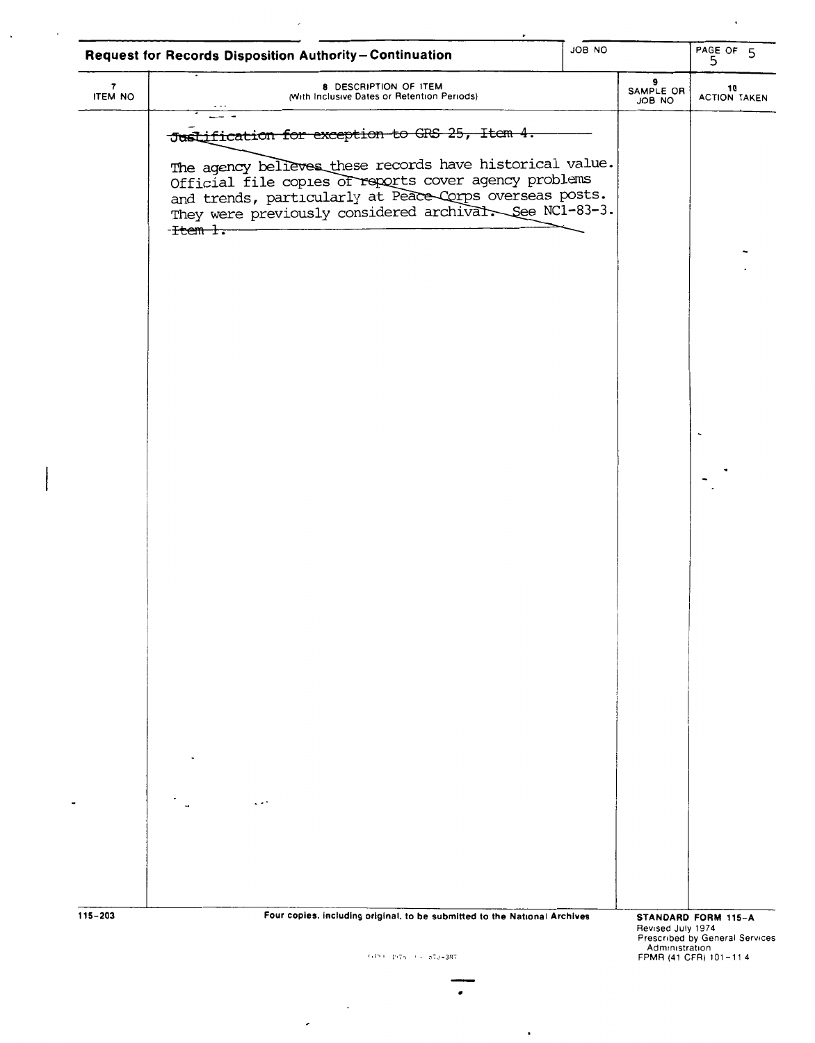**Request for Records Disposition Authority—Continuation**

| JOB NO | PAGE 5 OF 5 |
|---|---|
| | |

| 7 ITEM NO | 8 DESCRIPTION OF ITEM (With Inclusive Dates or Retention Periods) | 9 SAMPLE OR JOB NO | 10 ACTION TAKEN |
|---|---|---|---|
| | ~~Justification for exception to GRS 25, Item 4.~~ <br><br> The agency believes these records have historical value. Official file copies of reports cover agency problems and trends, particularly at Peace Corps overseas posts. They were previously considered archival. See NC1-83-3. ~~Item 1.~~ | | |

115-203

Four copies, including original, to be submitted to the National Archives

STANDARD FORM 115-A
Revised July 1974
Prescribed by General Services Administration
FPMR (41 CFR) 101-11 4